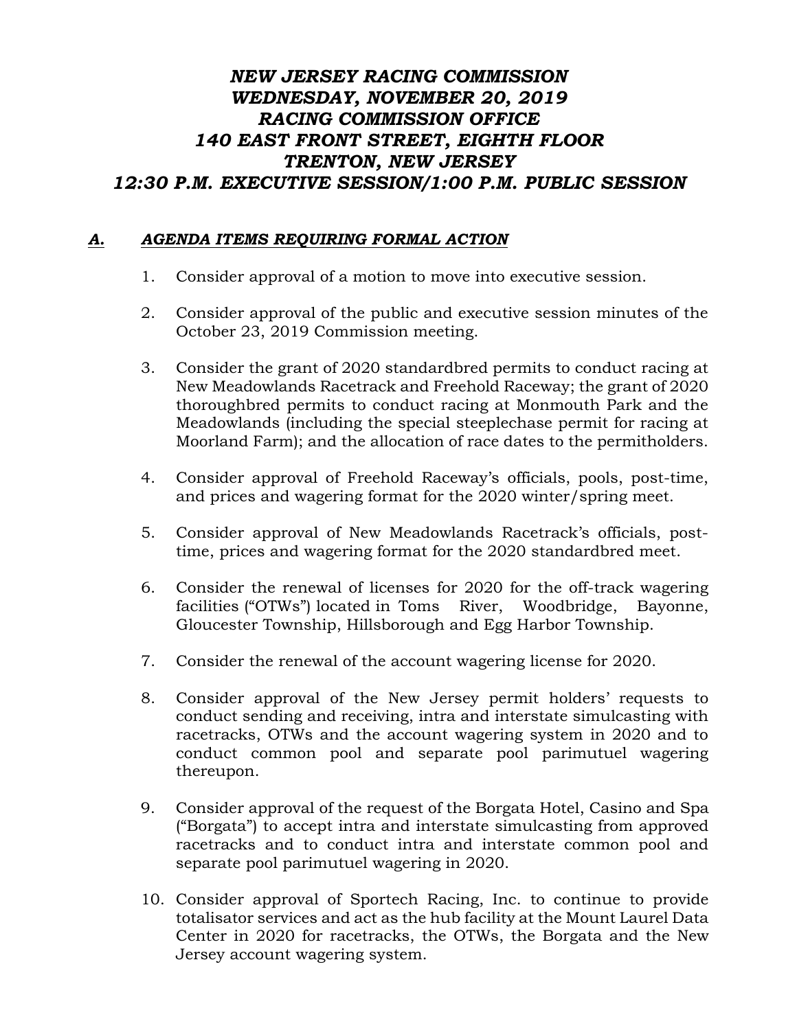# *NEW JERSEY RACING COMMISSION*
# *WEDNESDAY, NOVEMBER 20, 2019*
# *RACING COMMISSION OFFICE*
# *140 EAST FRONT STREET, EIGHTH FLOOR*
# *TRENTON, NEW JERSEY*
# *12:30 P.M. EXECUTIVE SESSION/1:00 P.M. PUBLIC SESSION*

## ***A. AGENDA ITEMS REQUIRING FORMAL ACTION***

1. Consider approval of a motion to move into executive session.

2. Consider approval of the public and executive session minutes of the October 23, 2019 Commission meeting.

3. Consider the grant of 2020 standardbred permits to conduct racing at New Meadowlands Racetrack and Freehold Raceway; the grant of 2020 thoroughbred permits to conduct racing at Monmouth Park and the Meadowlands (including the special steeplechase permit for racing at Moorland Farm); and the allocation of race dates to the permitholders.

4. Consider approval of Freehold Raceway's officials, pools, post-time, and prices and wagering format for the 2020 winter/spring meet.

5. Consider approval of New Meadowlands Racetrack's officials, post-time, prices and wagering format for the 2020 standardbred meet.

6. Consider the renewal of licenses for 2020 for the off-track wagering facilities ("OTWs") located in Toms River, Woodbridge, Bayonne, Gloucester Township, Hillsborough and Egg Harbor Township.

7. Consider the renewal of the account wagering license for 2020.

8. Consider approval of the New Jersey permit holders' requests to conduct sending and receiving, intra and interstate simulcasting with racetracks, OTWs and the account wagering system in 2020 and to conduct common pool and separate pool parimutuel wagering thereupon.

9. Consider approval of the request of the Borgata Hotel, Casino and Spa ("Borgata") to accept intra and interstate simulcasting from approved racetracks and to conduct intra and interstate common pool and separate pool parimutuel wagering in 2020.

10. Consider approval of Sportech Racing, Inc. to continue to provide totalisator services and act as the hub facility at the Mount Laurel Data Center in 2020 for racetracks, the OTWs, the Borgata and the New Jersey account wagering system.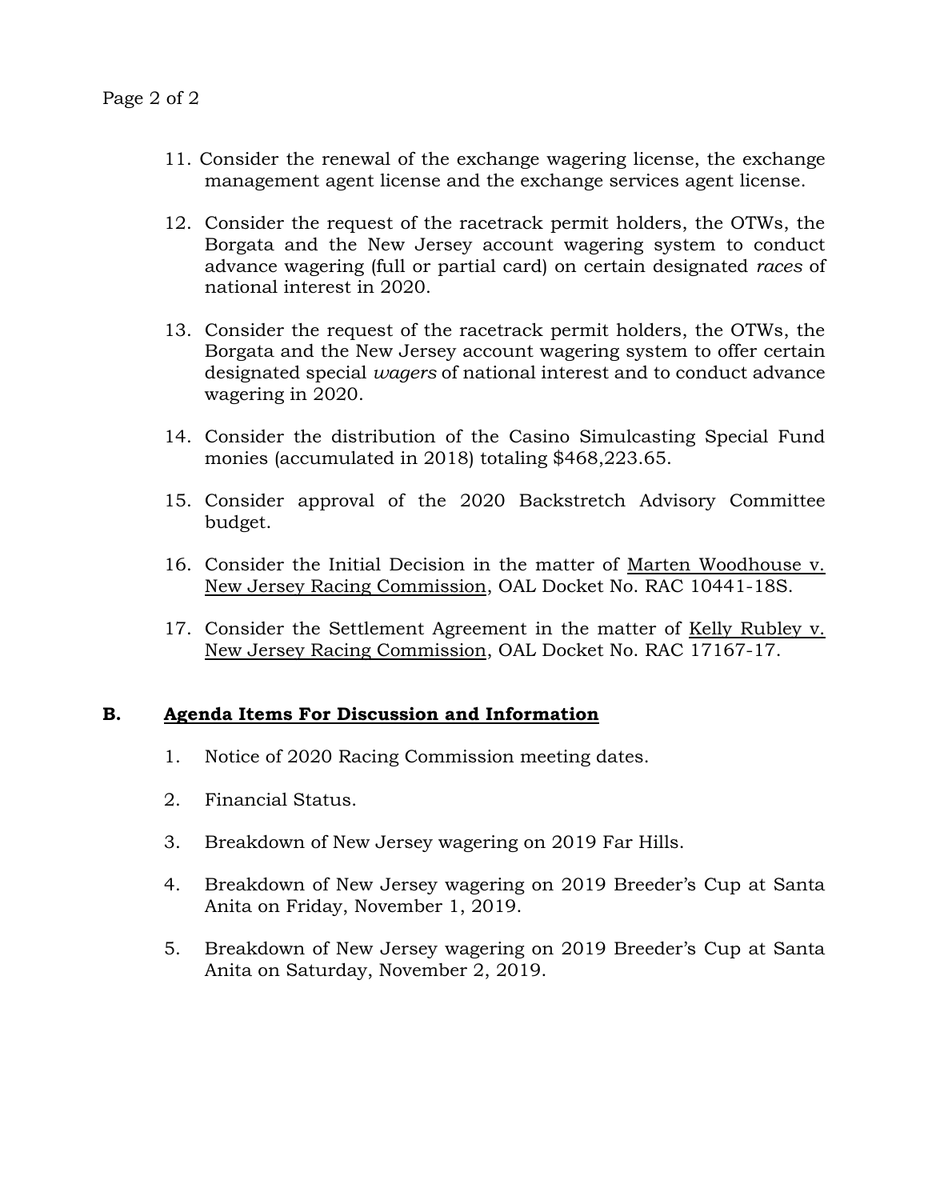11. Consider the renewal of the exchange wagering license, the exchange management agent license and the exchange services agent license.

12. Consider the request of the racetrack permit holders, the OTWs, the Borgata and the New Jersey account wagering system to conduct advance wagering (full or partial card) on certain designated *races* of national interest in 2020.

13. Consider the request of the racetrack permit holders, the OTWs, the Borgata and the New Jersey account wagering system to offer certain designated special *wagers* of national interest and to conduct advance wagering in 2020.

14. Consider the distribution of the Casino Simulcasting Special Fund monies (accumulated in 2018) totaling $468,223.65.

15. Consider approval of the 2020 Backstretch Advisory Committee budget.

16. Consider the Initial Decision in the matter of <u>Marten Woodhouse v. New Jersey Racing Commission</u>, OAL Docket No. RAC 10441-18S.

17. Consider the Settlement Agreement in the matter of <u>Kelly Rubley v. New Jersey Racing Commission</u>, OAL Docket No. RAC 17167-17.

## B. <u>Agenda Items For Discussion and Information</u>

1. Notice of 2020 Racing Commission meeting dates.

2. Financial Status.

3. Breakdown of New Jersey wagering on 2019 Far Hills.

4. Breakdown of New Jersey wagering on 2019 Breeder's Cup at Santa Anita on Friday, November 1, 2019.

5. Breakdown of New Jersey wagering on 2019 Breeder's Cup at Santa Anita on Saturday, November 2, 2019.